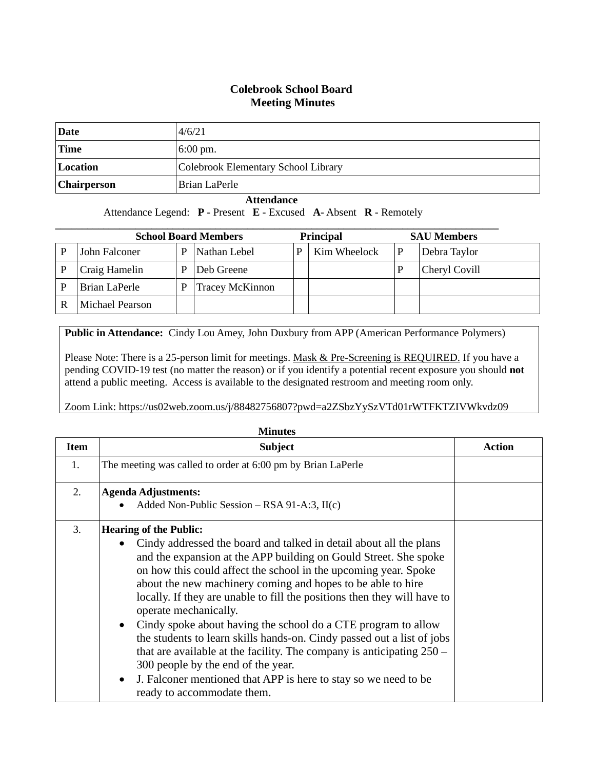# Colebrook School Board
## Meeting Minutes

| Date | 4/6/21 |
|---|---|
| Time | 6:00 pm. |
| Location | Colebrook Elementary School Library |
| Chairperson | Brian LaPerle |

**Attendance**

Attendance Legend: **P** - Present **E** - Excused **A**- Absent **R** - Remotely

| School Board Members | | | | Principal | | SAU Members | |
|---|---|---|---|---|---|---|---|
| P | John Falconer | P | Nathan Lebel | P | Kim Wheelock | P | Debra Taylor |
| P | Craig Hamelin | P | Deb Greene | | | P | Cheryl Covill |
| P | Brian LaPerle | P | Tracey McKinnon | | | | |
| R | Michael Pearson | | | | | | |

**Public in Attendance:** Cindy Lou Amey, John Duxbury from APP (American Performance Polymers)

Please Note: There is a 25-person limit for meetings. <u>Mask & Pre-Screening is REQUIRED.</u> If you have a pending COVID-19 test (no matter the reason) or if you identify a potential recent exposure you should **not** attend a public meeting. Access is available to the designated restroom and meeting room only.

Zoom Link: https://us02web.zoom.us/j/88482756807?pwd=a2ZSbzYySzVTd01rWTFKTZIVWkvdz09

**Minutes**

| Item | Subject | Action |
|---|---|---|
| 1. | The meeting was called to order at 6:00 pm by Brian LaPerle | |
| 2. | **Agenda Adjustments:**<br>• Added Non-Public Session – RSA 91-A:3, II(c) | |
| 3. | **Hearing of the Public:**<br>• Cindy addressed the board and talked in detail about all the plans and the expansion at the APP building on Gould Street. She spoke on how this could affect the school in the upcoming year. Spoke about the new machinery coming and hopes to be able to hire locally. If they are unable to fill the positions then they will have to operate mechanically.<br>• Cindy spoke about having the school do a CTE program to allow the students to learn skills hands-on. Cindy passed out a list of jobs that are available at the facility. The company is anticipating 250 – 300 people by the end of the year.<br>• J. Falconer mentioned that APP is here to stay so we need to be ready to accommodate them. | |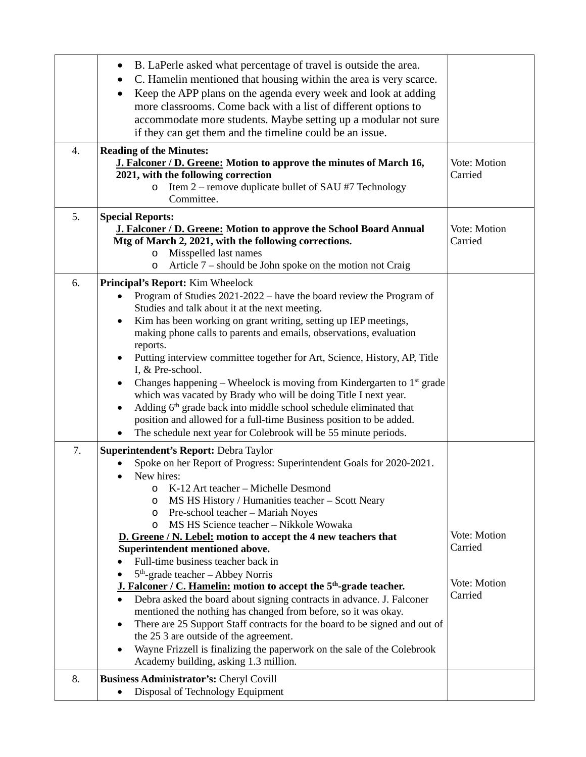| | | |
|---|---|---|
| | • B. LaPerle asked what percentage of travel is outside the area.<br>• C. Hamelin mentioned that housing within the area is very scarce.<br>• Keep the APP plans on the agenda every week and look at adding more classrooms. Come back with a list of different options to accommodate more students. Maybe setting up a modular not sure if they can get them and the timeline could be an issue. | |
| 4. | **Reading of the Minutes:**<br>**<u>J. Falconer / D. Greene:</u> Motion to approve the minutes of March 16, 2021, with the following correction**<br>o Item 2 – remove duplicate bullet of SAU #7 Technology Committee. | Vote: Motion Carried |
| 5. | **Special Reports:**<br>**<u>J. Falconer / D. Greene:</u> Motion to approve the School Board Annual Mtg of March 2, 2021, with the following corrections.**<br>o Misspelled last names<br>o Article 7 – should be John spoke on the motion not Craig | Vote: Motion Carried |
| 6. | **Principal's Report:** Kim Wheelock<br>• Program of Studies 2021-2022 – have the board review the Program of Studies and talk about it at the next meeting.<br>• Kim has been working on grant writing, setting up IEP meetings, making phone calls to parents and emails, observations, evaluation reports.<br>• Putting interview committee together for Art, Science, History, AP, Title I, & Pre-school.<br>• Changes happening – Wheelock is moving from Kindergarten to 1st grade which was vacated by Brady who will be doing Title I next year.<br>• Adding 6th grade back into middle school schedule eliminated that position and allowed for a full-time Business position to be added.<br>• The schedule next year for Colebrook will be 55 minute periods. | |
| 7. | **Superintendent's Report:** Debra Taylor<br>• Spoke on her Report of Progress: Superintendent Goals for 2020-2021.<br>• New hires:<br>o K-12 Art teacher – Michelle Desmond<br>o MS HS History / Humanities teacher – Scott Neary<br>o Pre-school teacher – Mariah Noyes<br>o MS HS Science teacher – Nikkole Wowaka<br>**<u>D. Greene / N. Lebel:</u> motion to accept the 4 new teachers that Superintendent mentioned above.**<br>• Full-time business teacher back in<br>• 5th-grade teacher – Abbey Norris<br>**<u>J. Falconer / C. Hamelin:</u> motion to accept the 5th-grade teacher.**<br>• Debra asked the board about signing contracts in advance. J. Falconer mentioned the nothing has changed from before, so it was okay.<br>• There are 25 Support Staff contracts for the board to be signed and out of the 25 3 are outside of the agreement.<br>• Wayne Frizzell is finalizing the paperwork on the sale of the Colebrook Academy building, asking 1.3 million. | Vote: Motion Carried<br><br>Vote: Motion Carried |
| 8. | **Business Administrator's:** Cheryl Covill<br>• Disposal of Technology Equipment | |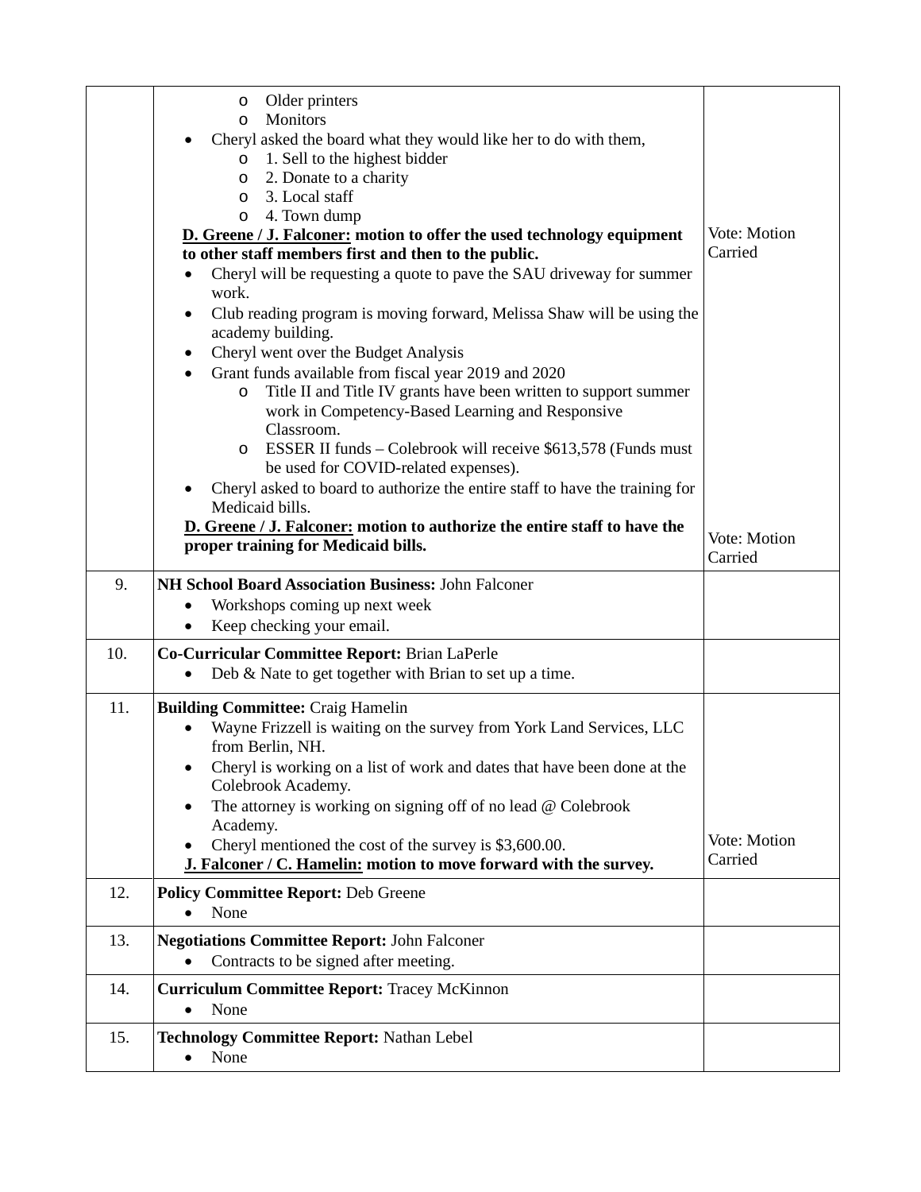| | | |
|---|---|---|
| | ◦ Older printers<br>◦ Monitors<br>• Cheryl asked the board what they would like her to do with them,<br>◦ 1. Sell to the highest bidder<br>◦ 2. Donate to a charity<br>◦ 3. Local staff<br>◦ 4. Town dump<br>**D. Greene / J. Falconer: motion to offer the used technology equipment to other staff members first and then to the public.**<br>• Cheryl will be requesting a quote to pave the SAU driveway for summer work.<br>• Club reading program is moving forward, Melissa Shaw will be using the academy building.<br>• Cheryl went over the Budget Analysis<br>• Grant funds available from fiscal year 2019 and 2020<br>◦ Title II and Title IV grants have been written to support summer work in Competency-Based Learning and Responsive Classroom.<br>◦ ESSER II funds – Colebrook will receive $613,578 (Funds must be used for COVID-related expenses).<br>• Cheryl asked to board to authorize the entire staff to have the training for Medicaid bills.<br>**D. Greene / J. Falconer: motion to authorize the entire staff to have the proper training for Medicaid bills.** | Vote: Motion Carried<br><br>Vote: Motion Carried |
| 9. | **NH School Board Association Business:** John Falconer<br>• Workshops coming up next week<br>• Keep checking your email. | |
| 10. | **Co-Curricular Committee Report:** Brian LaPerle<br>• Deb & Nate to get together with Brian to set up a time. | |
| 11. | **Building Committee:** Craig Hamelin<br>• Wayne Frizzell is waiting on the survey from York Land Services, LLC from Berlin, NH.<br>• Cheryl is working on a list of work and dates that have been done at the Colebrook Academy.<br>• The attorney is working on signing off of no lead @ Colebrook Academy.<br>• Cheryl mentioned the cost of the survey is $3,600.00.<br>**J. Falconer / C. Hamelin: motion to move forward with the survey.** | Vote: Motion Carried |
| 12. | **Policy Committee Report:** Deb Greene<br>• None | |
| 13. | **Negotiations Committee Report:** John Falconer<br>• Contracts to be signed after meeting. | |
| 14. | **Curriculum Committee Report:** Tracey McKinnon<br>• None | |
| 15. | **Technology Committee Report:** Nathan Lebel<br>• None | |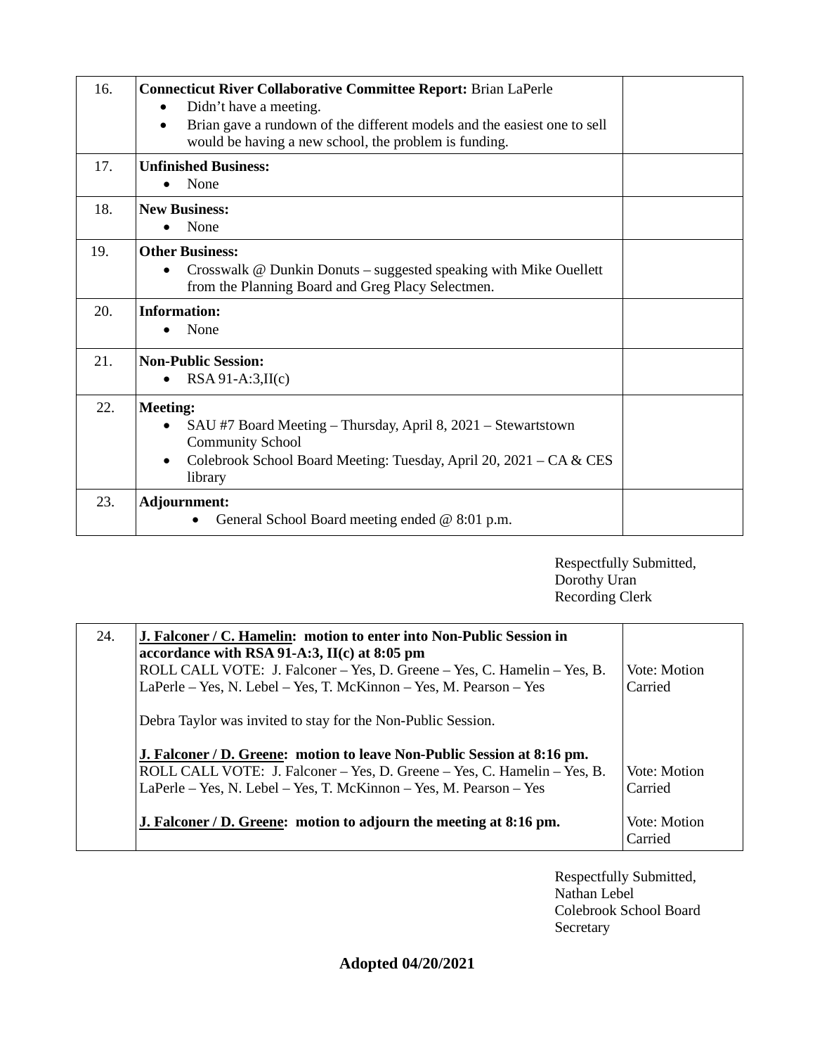| | | |
|---|---|---|
| 16. | **Connecticut River Collaborative Committee Report:** Brian LaPerle<br>• Didn't have a meeting.<br>• Brian gave a rundown of the different models and the easiest one to sell would be having a new school, the problem is funding. | |
| 17. | **Unfinished Business:**<br>• None | |
| 18. | **New Business:**<br>• None | |
| 19. | **Other Business:**<br>• Crosswalk @ Dunkin Donuts – suggested speaking with Mike Ouellett from the Planning Board and Greg Placy Selectmen. | |
| 20. | **Information:**<br>• None | |
| 21. | **Non-Public Session:**<br>• RSA 91-A:3,II(c) | |
| 22. | **Meeting:**<br>• SAU #7 Board Meeting – Thursday, April 8, 2021 – Stewartstown Community School<br>• Colebrook School Board Meeting: Tuesday, April 20, 2021 – CA & CES library | |
| 23. | **Adjournment:**<br>• General School Board meeting ended @ 8:01 p.m. | |

Respectfully Submitted,
Dorothy Uran
Recording Clerk

| | | |
|---|---|---|
| 24. | **J. Falconer / C. Hamelin: motion to enter into Non-Public Session in accordance with RSA 91-A:3, II(c) at 8:05 pm**<br>ROLL CALL VOTE: J. Falconer – Yes, D. Greene – Yes, C. Hamelin – Yes, B. LaPerle – Yes, N. Lebel – Yes, T. McKinnon – Yes, M. Pearson – Yes<br><br>Debra Taylor was invited to stay for the Non-Public Session.<br><br>**J. Falconer / D. Greene: motion to leave Non-Public Session at 8:16 pm.**<br>ROLL CALL VOTE: J. Falconer – Yes, D. Greene – Yes, C. Hamelin – Yes, B. LaPerle – Yes, N. Lebel – Yes, T. McKinnon – Yes, M. Pearson – Yes<br><br>**J. Falconer / D. Greene: motion to adjourn the meeting at 8:16 pm.** | Vote: Motion Carried<br><br><br>Vote: Motion Carried<br><br>Vote: Motion Carried |

Respectfully Submitted,
Nathan Lebel
Colebrook School Board
Secretary

**Adopted 04/20/2021**